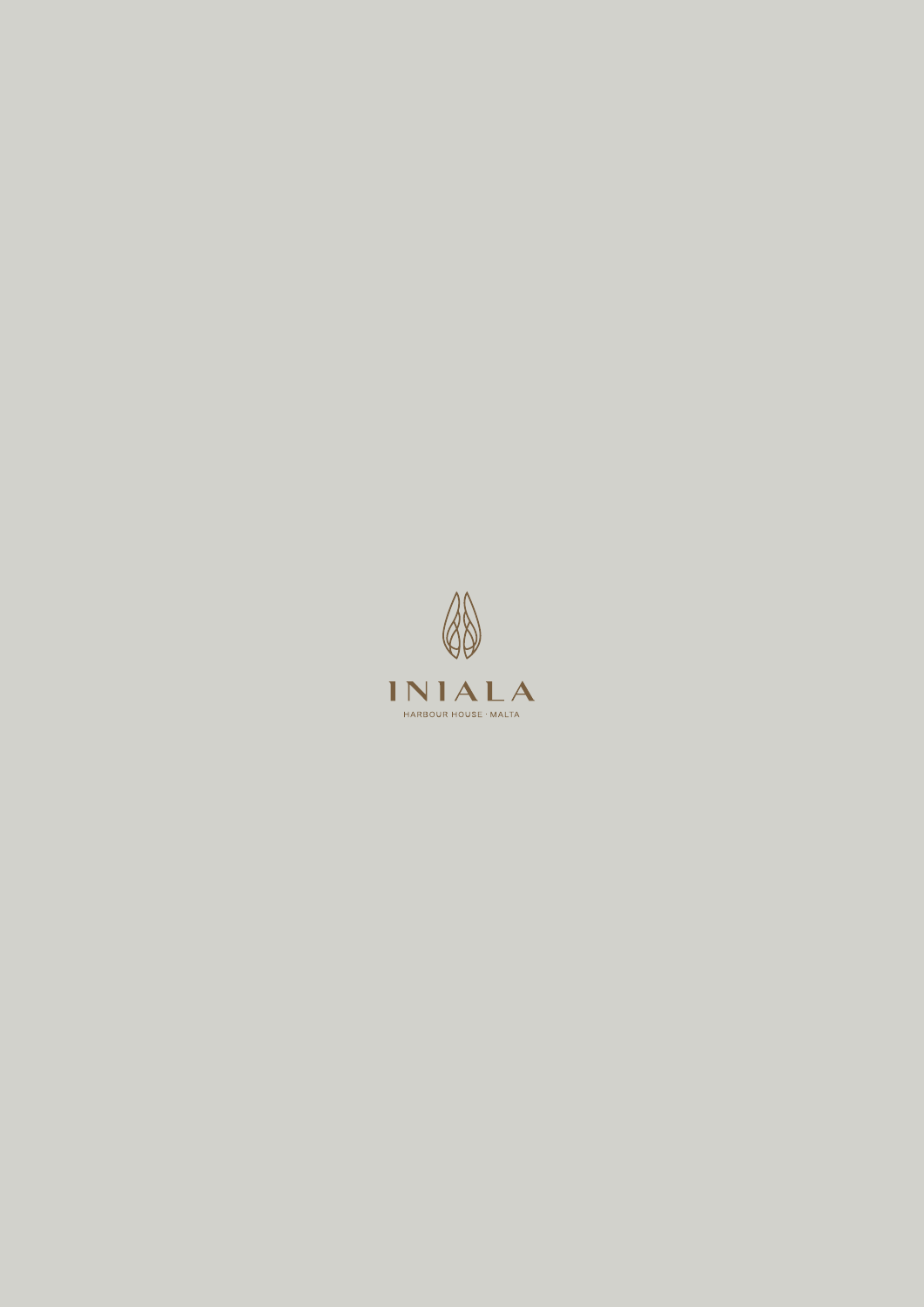# INIALA

HARBOUR HOUSE · MALTA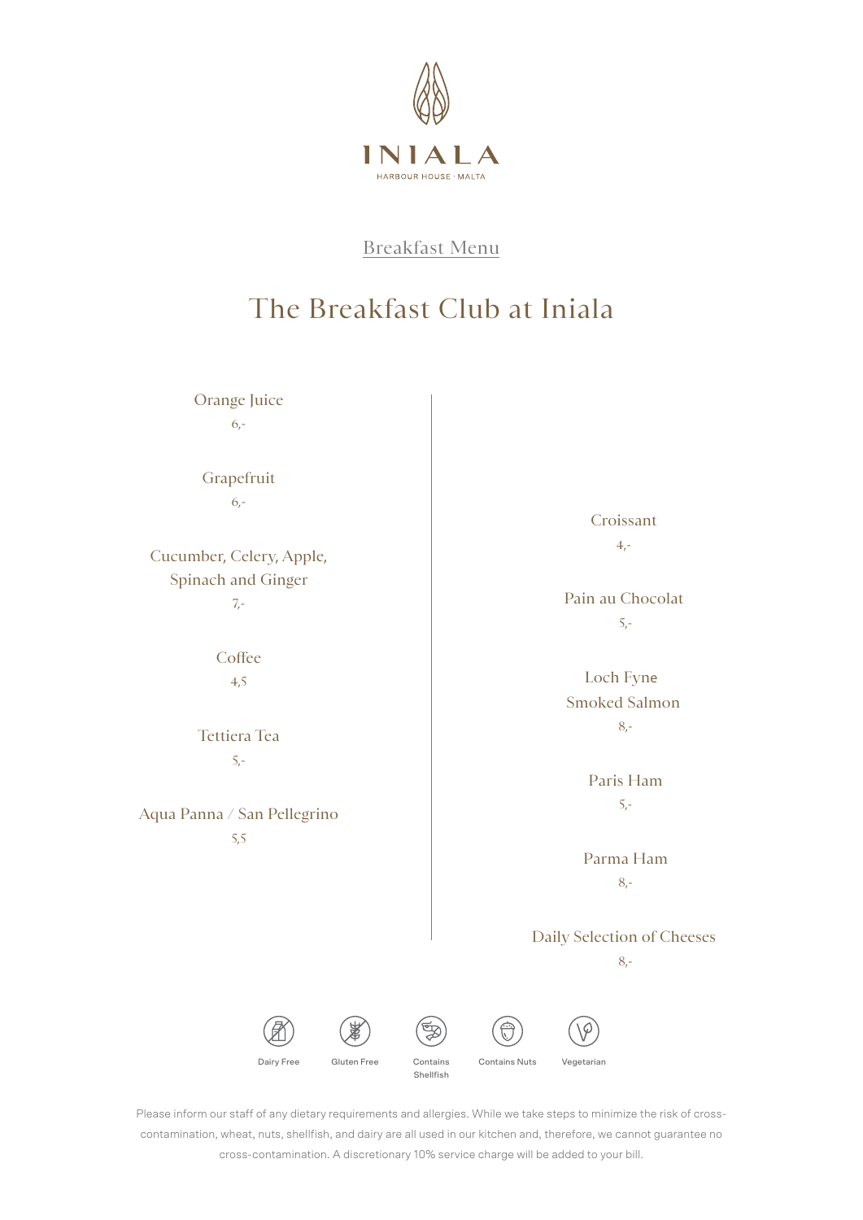# INIALA

HARBOUR HOUSE · MALTA

Breakfast Menu

## The Breakfast Club at Iniala

Orange Juice
6,-

Grapefruit
6,-

Cucumber, Celery, Apple, Spinach and Ginger
7,-

Coffee
4,5

Tettiera Tea
5,-

Aqua Panna / San Pellegrino
5,5

Croissant
4,-

Pain au Chocolat
5,-

Loch Fyne Smoked Salmon
8,-

Paris Ham
5,-

Parma Ham
8,-

Daily Selection of Cheeses
8,-

Dairy Free · Gluten Free · Contains Shellfish · Contains Nuts · Vegetarian

Please inform our staff of any dietary requirements and allergies. While we take steps to minimize the risk of cross-contamination, wheat, nuts, shellfish, and dairy are all used in our kitchen and, therefore, we cannot guarantee no cross-contamination. A discretionary 10% service charge will be added to your bill.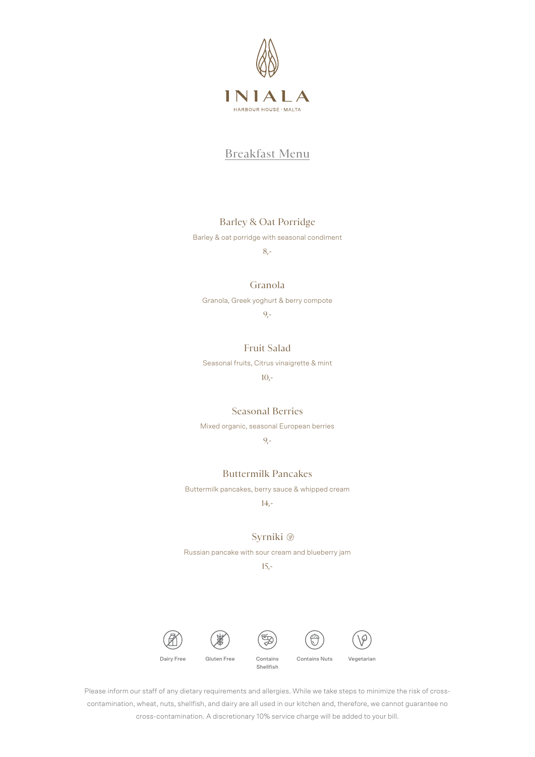# INIALA

HARBOUR HOUSE · MALTA

## Breakfast Menu

### Barley & Oat Porridge

Barley & oat porridge with seasonal condiment

8,-

### Granola

Granola, Greek yoghurt & berry compote

9,-

### Fruit Salad

Seasonal fruits, Citrus vinaigrette & mint

10,-

### Seasonal Berries

Mixed organic, seasonal European berries

9,-

### Buttermilk Pancakes

Buttermilk pancakes, berry sauce & whipped cream

14,-

### Syrniki

Russian pancake with sour cream and blueberry jam

15,-

Dairy Free · Gluten Free · Contains Shellfish · Contains Nuts · Vegetarian

Please inform our staff of any dietary requirements and allergies. While we take steps to minimize the risk of cross-contamination, wheat, nuts, shellfish, and dairy are all used in our kitchen and, therefore, we cannot guarantee no cross-contamination. A discretionary 10% service charge will be added to your bill.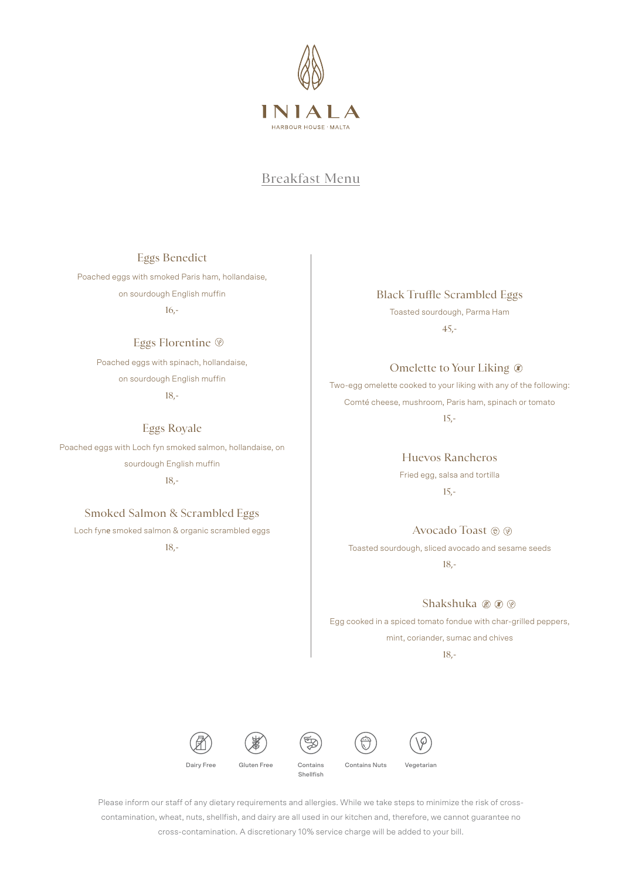# INIALA

HARBOUR HOUSE · MALTA

## Breakfast Menu

### Eggs Benedict

Poached eggs with smoked Paris ham, hollandaise, on sourdough English muffin

16,-

### Eggs Florentine (Vegetarian)

Poached eggs with spinach, hollandaise, on sourdough English muffin

18,-

### Eggs Royale

Poached eggs with Loch fyn smoked salmon, hollandaise, on sourdough English muffin

18,-

### Smoked Salmon & Scrambled Eggs

Loch fyne smoked salmon & organic scrambled eggs

18,-

### Black Truffle Scrambled Eggs

Toasted sourdough, Parma Ham

45,-

### Omelette to Your Liking (Gluten Free)

Two-egg omelette cooked to your liking with any of the following: Comté cheese, mushroom, Paris ham, spinach or tomato

15,-

### Huevos Rancheros

Fried egg, salsa and tortilla

15,-

### Avocado Toast (Contains Nuts) (Vegetarian)

Toasted sourdough, sliced avocado and sesame seeds

18,-

### Shakshuka (Dairy Free) (Gluten Free) (Vegetarian)

Egg cooked in a spiced tomato fondue with char-grilled peppers, mint, coriander, sumac and chives

18,-

Dairy Free | Gluten Free | Contains Shellfish | Contains Nuts | Vegetarian

Please inform our staff of any dietary requirements and allergies. While we take steps to minimize the risk of cross-contamination, wheat, nuts, shellfish, and dairy are all used in our kitchen and, therefore, we cannot guarantee no cross-contamination. A discretionary 10% service charge will be added to your bill.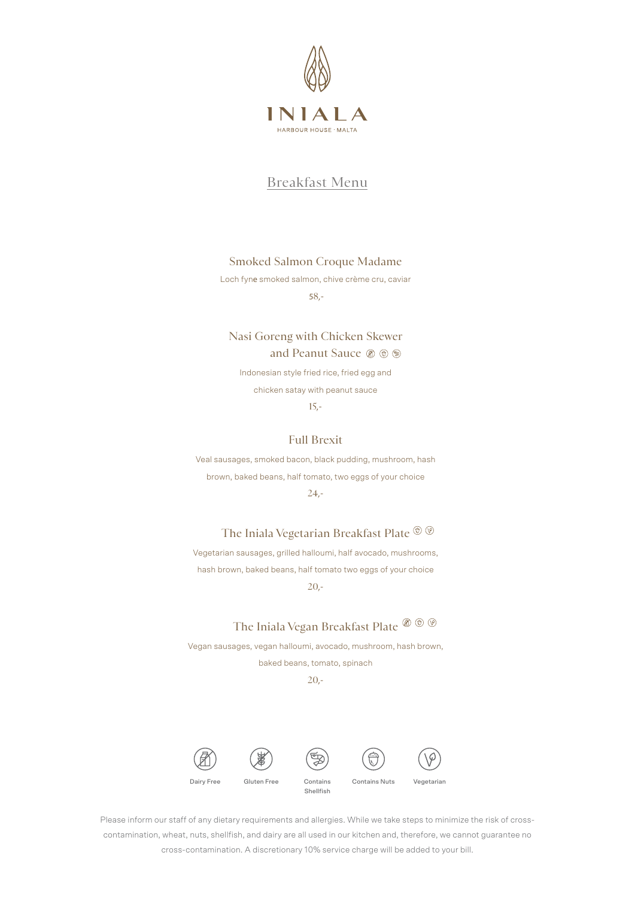INIALA

HARBOUR HOUSE · MALTA

# Breakfast Menu

### Smoked Salmon Croque Madame

Loch fyne smoked salmon, chive crème cru, caviar

58,-

### Nasi Goreng with Chicken Skewer and Peanut Sauce (Dairy Free) (Contains Nuts) (Contains Shellfish)

Indonesian style fried rice, fried egg and chicken satay with peanut sauce

15,-

### Full Brexit

Veal sausages, smoked bacon, black pudding, mushroom, hash brown, baked beans, half tomato, two eggs of your choice

24,-

### The Iniala Vegetarian Breakfast Plate (Contains Nuts) (Vegetarian)

Vegetarian sausages, grilled halloumi, half avocado, mushrooms, hash brown, baked beans, half tomato two eggs of your choice

20,-

### The Iniala Vegan Breakfast Plate (Dairy Free) (Contains Nuts) (Vegetarian)

Vegan sausages, vegan halloumi, avocado, mushroom, hash brown, baked beans, tomato, spinach

20,-

Dairy Free | Gluten Free | Contains Shellfish | Contains Nuts | Vegetarian

Please inform our staff of any dietary requirements and allergies. While we take steps to minimize the risk of cross-contamination, wheat, nuts, shellfish, and dairy are all used in our kitchen and, therefore, we cannot guarantee no cross-contamination. A discretionary 10% service charge will be added to your bill.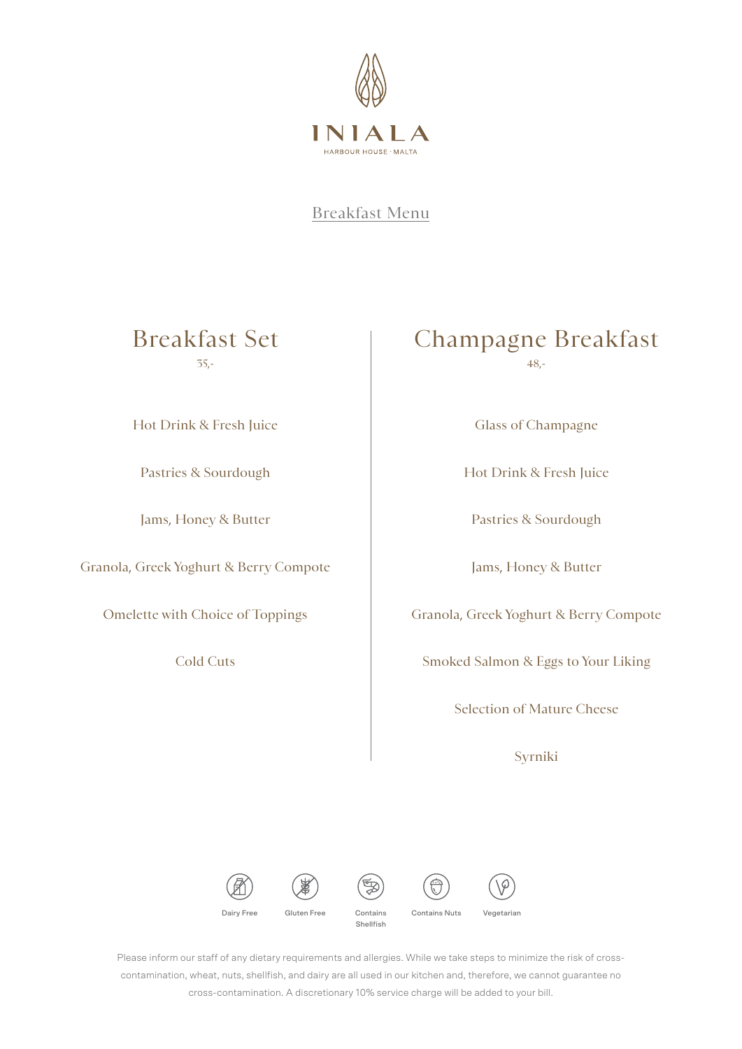# INIALA

HARBOUR HOUSE · MALTA

## Breakfast Menu

### Breakfast Set

35,-

Hot Drink & Fresh Juice

Pastries & Sourdough

Jams, Honey & Butter

Granola, Greek Yoghurt & Berry Compote

Omelette with Choice of Toppings

Cold Cuts

### Champagne Breakfast

48,-

Glass of Champagne

Hot Drink & Fresh Juice

Pastries & Sourdough

Jams, Honey & Butter

Granola, Greek Yoghurt & Berry Compote

Smoked Salmon & Eggs to Your Liking

Selection of Mature Cheese

Syrniki

Dairy Free · Gluten Free · Contains Shellfish · Contains Nuts · Vegetarian

Please inform our staff of any dietary requirements and allergies. While we take steps to minimize the risk of cross-contamination, wheat, nuts, shellfish, and dairy are all used in our kitchen and, therefore, we cannot guarantee no cross-contamination. A discretionary 10% service charge will be added to your bill.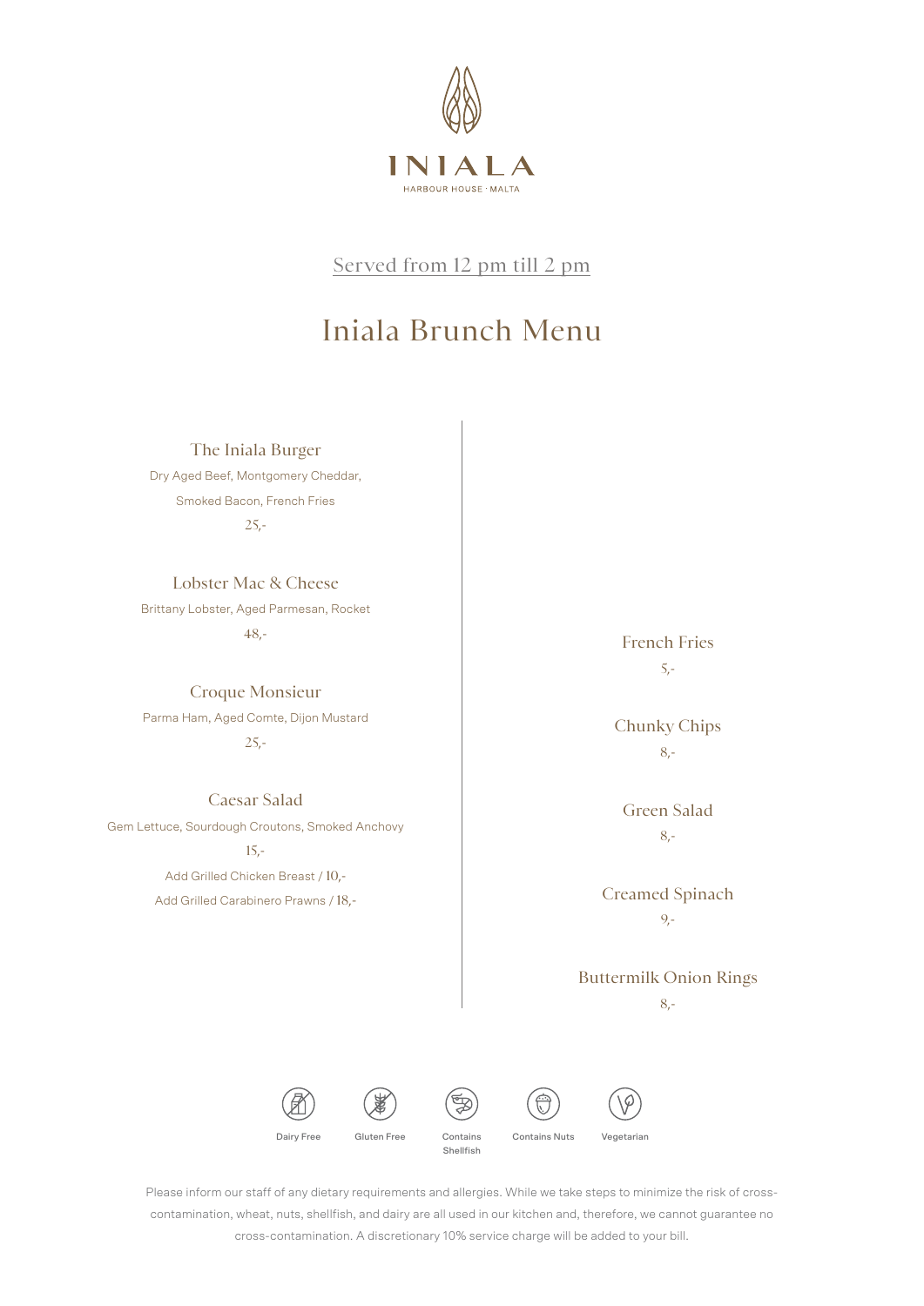INIALA

HARBOUR HOUSE · MALTA

Served from 12 pm till 2 pm

# Iniala Brunch Menu

### The Iniala Burger

Dry Aged Beef, Montgomery Cheddar, Smoked Bacon, French Fries

25,-

### Lobster Mac & Cheese

Brittany Lobster, Aged Parmesan, Rocket

48,-

### Croque Monsieur

Parma Ham, Aged Comte, Dijon Mustard

25,-

### Caesar Salad

Gem Lettuce, Sourdough Croutons, Smoked Anchovy

15,-

Add Grilled Chicken Breast / 10,-

Add Grilled Carabinero Prawns / 18,-

### French Fries

5,-

### Chunky Chips

8,-

### Green Salad

8,-

### Creamed Spinach

9,-

### Buttermilk Onion Rings

8,-

Dairy Free | Gluten Free | Contains Shellfish | Contains Nuts | Vegetarian

Please inform our staff of any dietary requirements and allergies. While we take steps to minimize the risk of cross-contamination, wheat, nuts, shellfish, and dairy are all used in our kitchen and, therefore, we cannot guarantee no cross-contamination. A discretionary 10% service charge will be added to your bill.